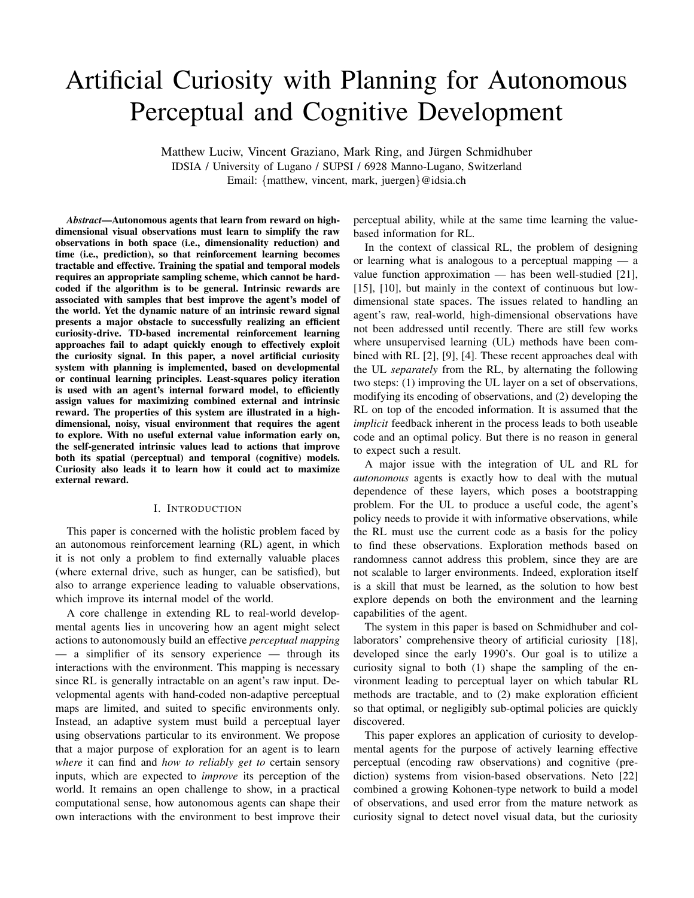# Artificial Curiosity with Planning for Autonomous Perceptual and Cognitive Development

Matthew Luciw, Vincent Graziano, Mark Ring, and Jürgen Schmidhuber
IDSIA / University of Lugano / SUPSI / 6928 Manno-Lugano, Switzerland
Email: {matthew, vincent, mark, juergen}@idsia.ch

***Abstract*—Autonomous agents that learn from reward on high-dimensional visual observations must learn to simplify the raw observations in both space (i.e., dimensionality reduction) and time (i.e., prediction), so that reinforcement learning becomes tractable and effective. Training the spatial and temporal models requires an appropriate sampling scheme, which cannot be hard-coded if the algorithm is to be general. Intrinsic rewards are associated with samples that best improve the agent's model of the world. Yet the dynamic nature of an intrinsic reward signal presents a major obstacle to successfully realizing an efficient curiosity-drive. TD-based incremental reinforcement learning approaches fail to adapt quickly enough to effectively exploit the curiosity signal. In this paper, a novel artificial curiosity system with planning is implemented, based on developmental or continual learning principles. Least-squares policy iteration is used with an agent's internal forward model, to efficiently assign values for maximizing combined external and intrinsic reward. The properties of this system are illustrated in a high-dimensional, noisy, visual environment that requires the agent to explore. With no useful external value information early on, the self-generated intrinsic values lead to actions that improve both its spatial (perceptual) and temporal (cognitive) models. Curiosity also leads it to learn how it could act to maximize external reward.**

## I. Introduction

This paper is concerned with the holistic problem faced by an autonomous reinforcement learning (RL) agent, in which it is not only a problem to find externally valuable places (where external drive, such as hunger, can be satisfied), but also to arrange experience leading to valuable observations, which improve its internal model of the world.

A core challenge in extending RL to real-world developmental agents lies in uncovering how an agent might select actions to autonomously build an effective *perceptual mapping* — a simplifier of its sensory experience — through its interactions with the environment. This mapping is necessary since RL is generally intractable on an agent's raw input. Developmental agents with hand-coded non-adaptive perceptual maps are limited, and suited to specific environments only. Instead, an adaptive system must build a perceptual layer using observations particular to its environment. We propose that a major purpose of exploration for an agent is to learn *where* it can find and *how to reliably get to* certain sensory inputs, which are expected to *improve* its perception of the world. It remains an open challenge to show, in a practical computational sense, how autonomous agents can shape their own interactions with the environment to best improve their perceptual ability, while at the same time learning the value-based information for RL.

In the context of classical RL, the problem of designing or learning what is analogous to a perceptual mapping — a value function approximation — has been well-studied [21], [15], [10], but mainly in the context of continuous but low-dimensional state spaces. The issues related to handling an agent's raw, real-world, high-dimensional observations have not been addressed until recently. There are still few works where unsupervised learning (UL) methods have been combined with RL [2], [9], [4]. These recent approaches deal with the UL *separately* from the RL, by alternating the following two steps: (1) improving the UL layer on a set of observations, modifying its encoding of observations, and (2) developing the RL on top of the encoded information. It is assumed that the *implicit* feedback inherent in the process leads to both useable code and an optimal policy. But there is no reason in general to expect such a result.

A major issue with the integration of UL and RL for *autonomous* agents is exactly how to deal with the mutual dependence of these layers, which poses a bootstrapping problem. For the UL to produce a useful code, the agent's policy needs to provide it with informative observations, while the RL must use the current code as a basis for the policy to find these observations. Exploration methods based on randomness cannot address this problem, since they are are not scalable to larger environments. Indeed, exploration itself is a skill that must be learned, as the solution to how best explore depends on both the environment and the learning capabilities of the agent.

The system in this paper is based on Schmidhuber and collaborators' comprehensive theory of artificial curiosity [18], developed since the early 1990's. Our goal is to utilize a curiosity signal to both (1) shape the sampling of the environment leading to perceptual layer on which tabular RL methods are tractable, and to (2) make exploration efficient so that optimal, or negligibly sub-optimal policies are quickly discovered.

This paper explores an application of curiosity to developmental agents for the purpose of actively learning effective perceptual (encoding raw observations) and cognitive (prediction) systems from vision-based observations. Neto [22] combined a growing Kohonen-type network to build a model of observations, and used error from the mature network as curiosity signal to detect novel visual data, but the curiosity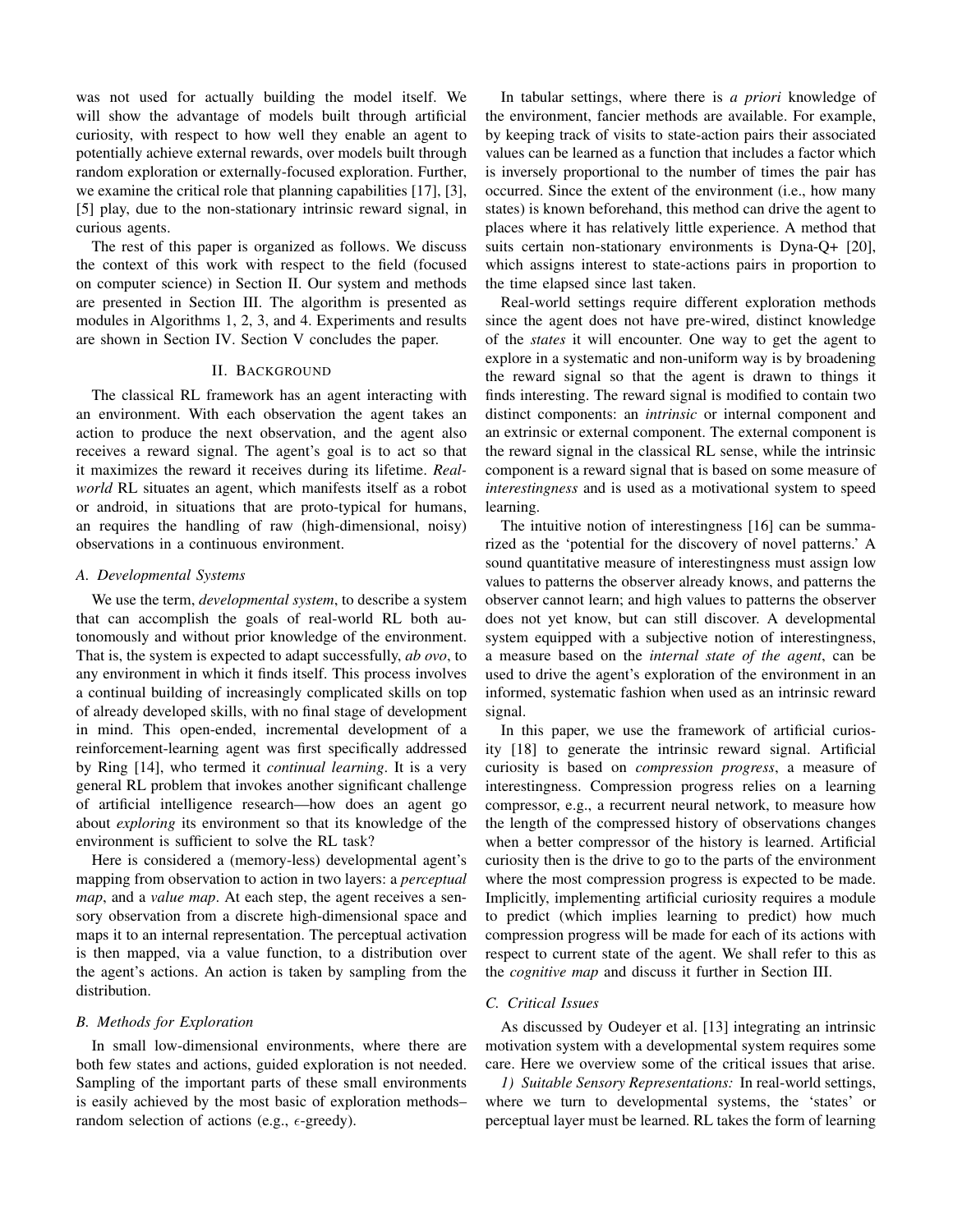was not used for actually building the model itself. We will show the advantage of models built through artificial curiosity, with respect to how well they enable an agent to potentially achieve external rewards, over models built through random exploration or externally-focused exploration. Further, we examine the critical role that planning capabilities [17], [3], [5] play, due to the non-stationary intrinsic reward signal, in curious agents.

The rest of this paper is organized as follows. We discuss the context of this work with respect to the field (focused on computer science) in Section II. Our system and methods are presented in Section III. The algorithm is presented as modules in Algorithms 1, 2, 3, and 4. Experiments and results are shown in Section IV. Section V concludes the paper.

## II. Background

The classical RL framework has an agent interacting with an environment. With each observation the agent takes an action to produce the next observation, and the agent also receives a reward signal. The agent's goal is to act so that it maximizes the reward it receives during its lifetime. *Real-world* RL situates an agent, which manifests itself as a robot or android, in situations that are proto-typical for humans, an requires the handling of raw (high-dimensional, noisy) observations in a continuous environment.

### A. Developmental Systems

We use the term, *developmental system*, to describe a system that can accomplish the goals of real-world RL both autonomously and without prior knowledge of the environment. That is, the system is expected to adapt successfully, *ab ovo*, to any environment in which it finds itself. This process involves a continual building of increasingly complicated skills on top of already developed skills, with no final stage of development in mind. This open-ended, incremental development of a reinforcement-learning agent was first specifically addressed by Ring [14], who termed it *continual learning*. It is a very general RL problem that invokes another significant challenge of artificial intelligence research—how does an agent go about *exploring* its environment so that its knowledge of the environment is sufficient to solve the RL task?

Here is considered a (memory-less) developmental agent's mapping from observation to action in two layers: a *perceptual map*, and a *value map*. At each step, the agent receives a sensory observation from a discrete high-dimensional space and maps it to an internal representation. The perceptual activation is then mapped, via a value function, to a distribution over the agent's actions. An action is taken by sampling from the distribution.

### B. Methods for Exploration

In small low-dimensional environments, where there are both few states and actions, guided exploration is not needed. Sampling of the important parts of these small environments is easily achieved by the most basic of exploration methods– random selection of actions (e.g., $\epsilon$-greedy).

In tabular settings, where there is *a priori* knowledge of the environment, fancier methods are available. For example, by keeping track of visits to state-action pairs their associated values can be learned as a function that includes a factor which is inversely proportional to the number of times the pair has occurred. Since the extent of the environment (i.e., how many states) is known beforehand, this method can drive the agent to places where it has relatively little experience. A method that suits certain non-stationary environments is Dyna-Q+ [20], which assigns interest to state-actions pairs in proportion to the time elapsed since last taken.

Real-world settings require different exploration methods since the agent does not have pre-wired, distinct knowledge of the *states* it will encounter. One way to get the agent to explore in a systematic and non-uniform way is by broadening the reward signal so that the agent is drawn to things it finds interesting. The reward signal is modified to contain two distinct components: an *intrinsic* or internal component and an extrinsic or external component. The external component is the reward signal in the classical RL sense, while the intrinsic component is a reward signal that is based on some measure of *interestingness* and is used as a motivational system to speed learning.

The intuitive notion of interestingness [16] can be summarized as the 'potential for the discovery of novel patterns.' A sound quantitative measure of interestingness must assign low values to patterns the observer already knows, and patterns the observer cannot learn; and high values to patterns the observer does not yet know, but can still discover. A developmental system equipped with a subjective notion of interestingness, a measure based on the *internal state of the agent*, can be used to drive the agent's exploration of the environment in an informed, systematic fashion when used as an intrinsic reward signal.

In this paper, we use the framework of artificial curiosity [18] to generate the intrinsic reward signal. Artificial curiosity is based on *compression progress*, a measure of interestingness. Compression progress relies on a learning compressor, e.g., a recurrent neural network, to measure how the length of the compressed history of observations changes when a better compressor of the history is learned. Artificial curiosity then is the drive to go to the parts of the environment where the most compression progress is expected to be made. Implicitly, implementing artificial curiosity requires a module to predict (which implies learning to predict) how much compression progress will be made for each of its actions with respect to current state of the agent. We shall refer to this as the *cognitive map* and discuss it further in Section III.

### C. Critical Issues

As discussed by Oudeyer et al. [13] integrating an intrinsic motivation system with a developmental system requires some care. Here we overview some of the critical issues that arise.

*1) Suitable Sensory Representations:* In real-world settings, where we turn to developmental systems, the 'states' or perceptual layer must be learned. RL takes the form of learning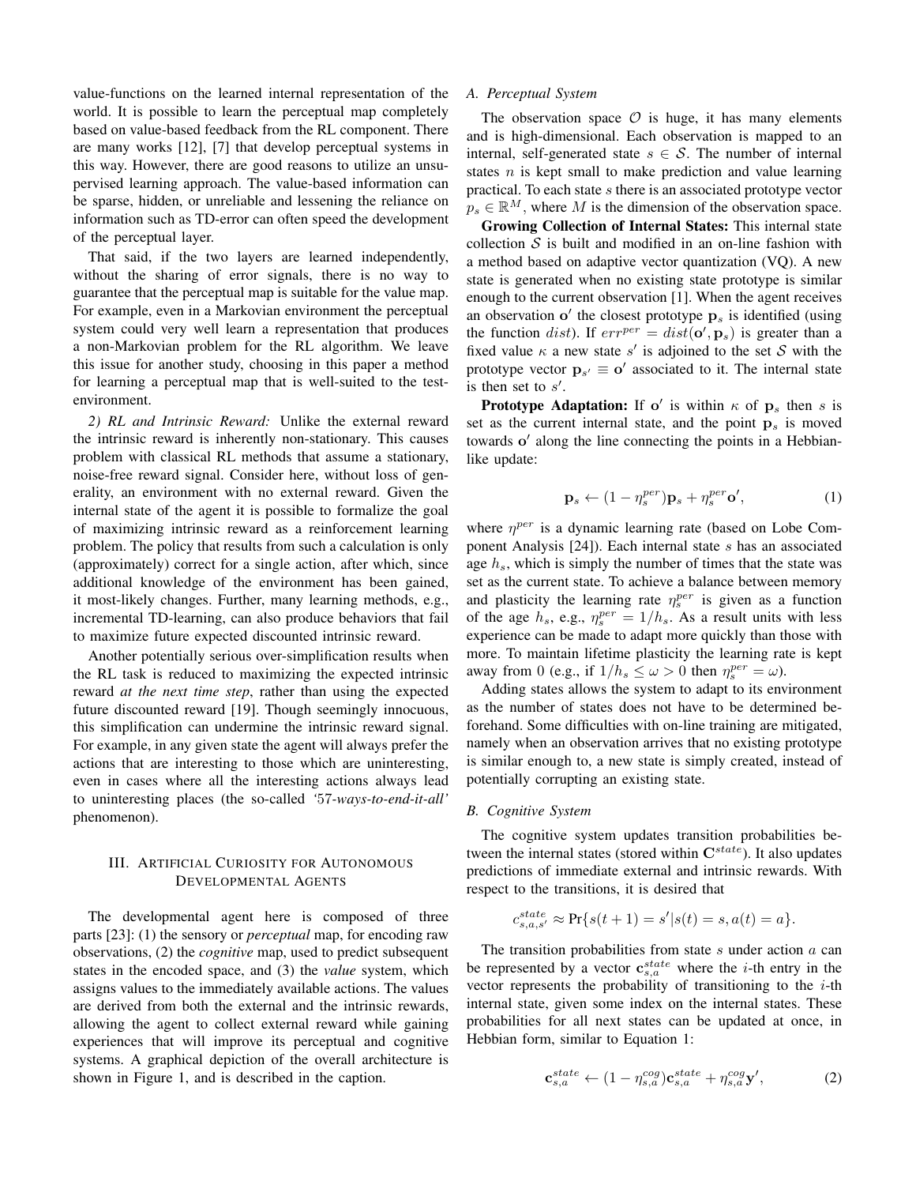value-functions on the learned internal representation of the world. It is possible to learn the perceptual map completely based on value-based feedback from the RL component. There are many works [12], [7] that develop perceptual systems in this way. However, there are good reasons to utilize an unsupervised learning approach. The value-based information can be sparse, hidden, or unreliable and lessening the reliance on information such as TD-error can often speed the development of the perceptual layer.

That said, if the two layers are learned independently, without the sharing of error signals, there is no way to guarantee that the perceptual map is suitable for the value map. For example, even in a Markovian environment the perceptual system could very well learn a representation that produces a non-Markovian problem for the RL algorithm. We leave this issue for another study, choosing in this paper a method for learning a perceptual map that is well-suited to the test-environment.

*2) RL and Intrinsic Reward:* Unlike the external reward the intrinsic reward is inherently non-stationary. This causes problem with classical RL methods that assume a stationary, noise-free reward signal. Consider here, without loss of generality, an environment with no external reward. Given the internal state of the agent it is possible to formalize the goal of maximizing intrinsic reward as a reinforcement learning problem. The policy that results from such a calculation is only (approximately) correct for a single action, after which, since additional knowledge of the environment has been gained, it most-likely changes. Further, many learning methods, e.g., incremental TD-learning, can also produce behaviors that fail to maximize future expected discounted intrinsic reward.

Another potentially serious over-simplification results when the RL task is reduced to maximizing the expected intrinsic reward *at the next time step*, rather than using the expected future discounted reward [19]. Though seemingly innocuous, this simplification can undermine the intrinsic reward signal. For example, in any given state the agent will always prefer the actions that are interesting to those which are uninteresting, even in cases where all the interesting actions always lead to uninteresting places (the so-called *'57-ways-to-end-it-all'* phenomenon).

## III. Artificial Curiosity for Autonomous Developmental Agents

The developmental agent here is composed of three parts [23]: (1) the sensory or *perceptual* map, for encoding raw observations, (2) the *cognitive* map, used to predict subsequent states in the encoded space, and (3) the *value* system, which assigns values to the immediately available actions. The values are derived from both the external and the intrinsic rewards, allowing the agent to collect external reward while gaining experiences that will improve its perceptual and cognitive systems. A graphical depiction of the overall architecture is shown in Figure 1, and is described in the caption.

### A. Perceptual System

The observation space $\mathcal{O}$ is huge, it has many elements and is high-dimensional. Each observation is mapped to an internal, self-generated state $s \in \mathcal{S}$. The number of internal states $n$ is kept small to make prediction and value learning practical. To each state $s$ there is an associated prototype vector $p_s \in \mathbb{R}^M$, where $M$ is the dimension of the observation space.

**Growing Collection of Internal States:** This internal state collection $\mathcal{S}$ is built and modified in an on-line fashion with a method based on adaptive vector quantization (VQ). A new state is generated when no existing state prototype is similar enough to the current observation [1]. When the agent receives an observation $\mathbf{o}'$ the closest prototype $\mathbf{p}_s$ is identified (using the function $dist$). If $err^{per} = dist(\mathbf{o}', \mathbf{p}_s)$ is greater than a fixed value $\kappa$ a new state $s'$ is adjoined to the set $\mathcal{S}$ with the prototype vector $\mathbf{p}_{s'} \equiv \mathbf{o}'$ associated to it. The internal state is then set to $s'$.

**Prototype Adaptation:** If $\mathbf{o}'$ is within $\kappa$ of $\mathbf{p}_s$ then $s$ is set as the current internal state, and the point $\mathbf{p}_s$ is moved towards $\mathbf{o}'$ along the line connecting the points in a Hebbian-like update:

$$\mathbf{p}_s \leftarrow (1 - \eta_s^{per})\mathbf{p}_s + \eta_s^{per}\mathbf{o}', \tag{1}$$

where $\eta^{per}$ is a dynamic learning rate (based on Lobe Component Analysis [24]). Each internal state $s$ has an associated age $h_s$, which is simply the number of times that the state was set as the current state. To achieve a balance between memory and plasticity the learning rate $\eta_s^{per}$ is given as a function of the age $h_s$, e.g., $\eta_s^{per} = 1/h_s$. As a result units with less experience can be made to adapt more quickly than those with more. To maintain lifetime plasticity the learning rate is kept away from 0 (e.g., if $1/h_s \leq \omega > 0$ then $\eta_s^{per} = \omega$).

Adding states allows the system to adapt to its environment as the number of states does not have to be determined beforehand. Some difficulties with on-line training are mitigated, namely when an observation arrives that no existing prototype is similar enough to, a new state is simply created, instead of potentially corrupting an existing state.

### B. Cognitive System

The cognitive system updates transition probabilities between the internal states (stored within $\mathbf{C}^{state}$). It also updates predictions of immediate external and intrinsic rewards. With respect to the transitions, it is desired that

$$c_{s,a,s'}^{state} \approx \Pr\{s(t+1) = s' | s(t) = s, a(t) = a\}.$$

The transition probabilities from state $s$ under action $a$ can be represented by a vector $\mathbf{c}_{s,a}^{state}$ where the $i$-th entry in the vector represents the probability of transitioning to the $i$-th internal state, given some index on the internal states. These probabilities for all next states can be updated at once, in Hebbian form, similar to Equation 1:

$$\mathbf{c}_{s,a}^{state} \leftarrow (1 - \eta_{s,a}^{cog})\mathbf{c}_{s,a}^{state} + \eta_{s,a}^{cog}\mathbf{y}', \tag{2}$$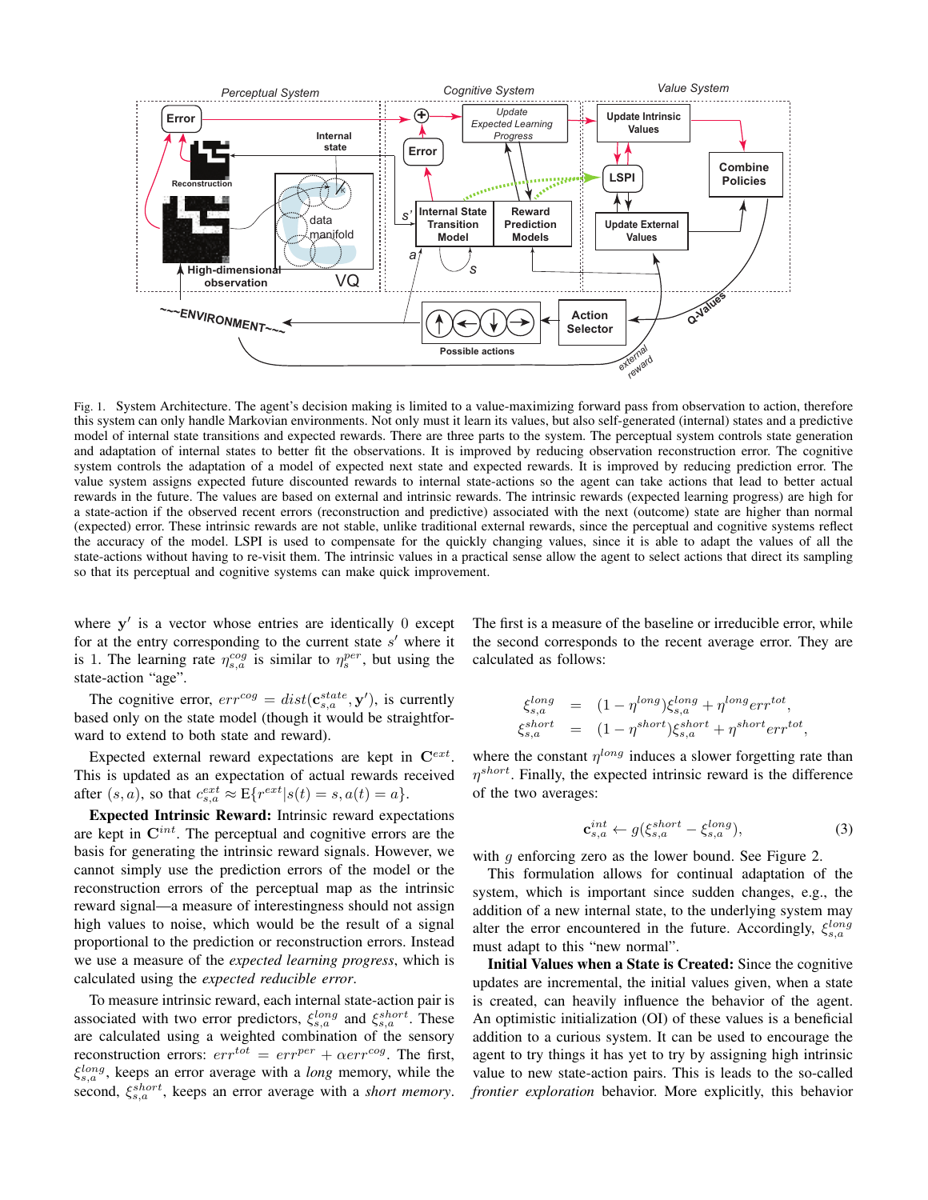Fig. 1. System Architecture. The agent's decision making is limited to a value-maximizing forward pass from observation to action, therefore this system can only handle Markovian environments. Not only must it learn its values, but also self-generated (internal) states and a predictive model of internal state transitions and expected rewards. There are three parts to the system. The perceptual system controls state generation and adaptation of internal states to better fit the observations. It is improved by reducing observation reconstruction error. The cognitive system controls the adaptation of a model of expected next state and expected rewards. It is improved by reducing prediction error. The value system assigns expected future discounted rewards to internal state-actions so the agent can take actions that lead to better actual rewards in the future. The values are based on external and intrinsic rewards. The intrinsic rewards (expected learning progress) are high for a state-action if the observed recent errors (reconstruction and predictive) associated with the next (outcome) state are higher than normal (expected) error. These intrinsic rewards are not stable, unlike traditional external rewards, since the perceptual and cognitive systems reflect the accuracy of the model. LSPI is used to compensate for the quickly changing values, since it is able to adapt the values of all the state-actions without having to re-visit them. The intrinsic values in a practical sense allow the agent to select actions that direct its sampling so that its perceptual and cognitive systems can make quick improvement.

where $\mathbf{y}'$ is a vector whose entries are identically 0 except for at the entry corresponding to the current state $s'$ where it is 1. The learning rate $\eta^{cog}_{s,a}$ is similar to $\eta^{per}_{s}$, but using the state-action "age".

The cognitive error, $err^{cog} = dist(\mathbf{c}^{state}_{s,a}, \mathbf{y}')$, is currently based only on the state model (though it would be straightforward to extend to both state and reward).

Expected external reward expectations are kept in $\mathbf{C}^{ext}$. This is updated as an expectation of actual rewards received after $(s, a)$, so that $c^{ext}_{s,a} \approx \mathrm{E}\{r^{ext} | s(t) = s, a(t) = a\}$.

**Expected Intrinsic Reward:** Intrinsic reward expectations are kept in $\mathbf{C}^{int}$. The perceptual and cognitive errors are the basis for generating the intrinsic reward signals. However, we cannot simply use the prediction errors of the model or the reconstruction errors of the perceptual map as the intrinsic reward signal—a measure of interestingness should not assign high values to noise, which would be the result of a signal proportional to the prediction or reconstruction errors. Instead we use a measure of the *expected learning progress*, which is calculated using the *expected reducible error*.

To measure intrinsic reward, each internal state-action pair is associated with two error predictors, $\xi^{long}_{s,a}$ and $\xi^{short}_{s,a}$. These are calculated using a weighted combination of the sensory reconstruction errors: $err^{tot} = err^{per} + \alpha err^{cog}$. The first, $\xi^{long}_{s,a}$, keeps an error average with a *long* memory, while the second, $\xi^{short}_{s,a}$, keeps an error average with a *short memory*. The first is a measure of the baseline or irreducible error, while the second corresponds to the recent average error. They are calculated as follows:

$$
\begin{aligned}
\xi^{long}_{s,a} &= (1 - \eta^{long})\xi^{long}_{s,a} + \eta^{long} err^{tot}, \\
\xi^{short}_{s,a} &= (1 - \eta^{short})\xi^{short}_{s,a} + \eta^{short} err^{tot},
\end{aligned}
$$

where the constant $\eta^{long}$ induces a slower forgetting rate than $\eta^{short}$. Finally, the expected intrinsic reward is the difference of the two averages:

$$
\mathbf{c}^{int}_{s,a} \leftarrow g(\xi^{short}_{s,a} - \xi^{long}_{s,a}), \tag{3}
$$

with $g$ enforcing zero as the lower bound. See Figure 2.

This formulation allows for continual adaptation of the system, which is important since sudden changes, e.g., the addition of a new internal state, to the underlying system may alter the error encountered in the future. Accordingly, $\xi^{long}_{s,a}$ must adapt to this "new normal".

**Initial Values when a State is Created:** Since the cognitive updates are incremental, the initial values given, when a state is created, can heavily influence the behavior of the agent. An optimistic initialization (OI) of these values is a beneficial addition to a curious system. It can be used to encourage the agent to try things it has yet to try by assigning high intrinsic value to new state-action pairs. This is leads to the so-called *frontier exploration* behavior. More explicitly, this behavior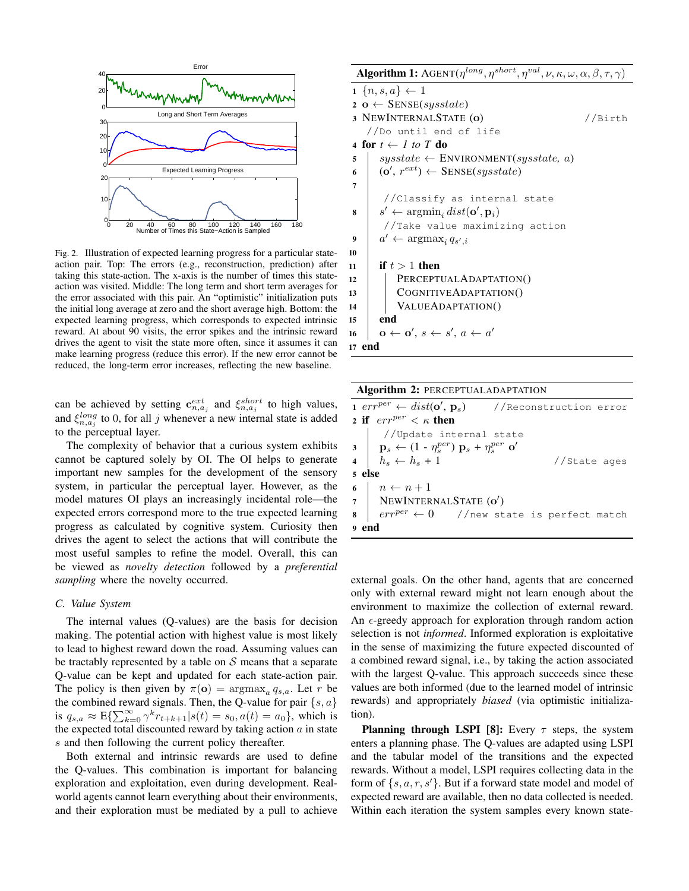Fig. 2. Illustration of expected learning progress for a particular state-action pair. Top: The errors (e.g., reconstruction, prediction) after taking this state-action. The x-axis is the number of times this state-action was visited. Middle: The long term and short term averages for the error associated with this pair. An "optimistic" initialization puts the initial long average at zero and the short average high. Bottom: the expected learning progress, which corresponds to expected intrinsic reward. At about 90 visits, the error spikes and the intrinsic reward drives the agent to visit the state more often, since it assumes it can make learning progress (reduce this error). If the new error cannot be reduced, the long-term error increases, reflecting the new baseline.

can be achieved by setting $\mathbf{c}^{ext}_{n,a_j}$ and $\xi^{short}_{n,a_j}$ to high values, and $\xi^{long}_{n,a_j}$ to 0, for all $j$ whenever a new internal state is added to the perceptual layer.

The complexity of behavior that a curious system exhibits cannot be captured solely by OI. The OI helps to generate important new samples for the development of the sensory system, in particular the perceptual layer. However, as the model matures OI plays an increasingly incidental role—the expected errors correspond more to the true expected learning progress as calculated by cognitive system. Curiosity then drives the agent to select the actions that will contribute the most useful samples to refine the model. Overall, this can be viewed as *novelty detection* followed by a *preferential sampling* where the novelty occurred.

### C. Value System

The internal values (Q-values) are the basis for decision making. The potential action with highest value is most likely to lead to highest reward down the road. Assuming values can be tractably represented by a table on $\mathcal{S}$ means that a separate Q-value can be kept and updated for each state-action pair. The policy is then given by $\pi(\mathbf{o}) = \text{argmax}_a \, q_{s,a}$. Let $r$ be the combined reward signals. Then, the Q-value for pair $\{s, a\}$ is $q_{s,a} \approx \text{E}\{\sum_{k=0}^{\infty} \gamma^k r_{t+k+1} | s(t) = s_0, a(t) = a_0\}$, which is the expected total discounted reward by taking action $a$ in state $s$ and then following the current policy thereafter.

Both external and intrinsic rewards are used to define the Q-values. This combination is important for balancing exploration and exploitation, even during development. Real-world agents cannot learn everything about their environments, and their exploration must be mediated by a pull to achieve external goals. On the other hand, agents that are concerned only with external reward might not learn enough about the environment to maximize the collection of external reward. An $\epsilon$-greedy approach for exploration through random action selection is not *informed*. Informed exploration is exploitative in the sense of maximizing the future expected discounted of a combined reward signal, i.e., by taking the action associated with the largest Q-value. This approach succeeds since these values are both informed (due to the learned model of intrinsic rewards) and appropriately *biased* (via optimistic initialization).

**Planning through LSPI [8]:** Every $\tau$ steps, the system enters a planning phase. The Q-values are adapted using LSPI and the tabular model of the transitions and the expected rewards. Without a model, LSPI requires collecting data in the form of $\{s, a, r, s'\}$. But if a forward state model and model of expected reward are available, then no data collected is needed. Within each iteration the system samples every known state-

**Algorithm 1:** AGENT($\eta^{long}, \eta^{short}, \eta^{val}, \nu, \kappa, \omega, \alpha, \beta, \tau, \gamma$)

```
1  {n, s, a} ← 1
2  o ← SENSE(sysstate)
3  NEWINTERNALSTATE (o)                          //Birth
   //Do until end of life
4  for t ← 1 to T do
5  |   sysstate ← ENVIRONMENT(sysstate, a)
6  |   (o', r^ext) ← SENSE(sysstate)
7  |
   |   //Classify as internal state
8  |   s' ← argmin_i dist(o', p_i)
   |   //Take value maximizing action
9  |   a' ← argmax_i q_{s',i}
10 |
11 |   if t > 1 then
12 |   |   PERCEPTUALADAPTATION()
13 |   |   COGNITIVEADAPTATION()
14 |   |   VALUEADAPTATION()
15 |   end
16 |   o ← o', s ← s', a ← a'
17 end
```

**Algorithm 2:** PERCEPTUALADAPTATION

```
1  err^per ← dist(o', p_s)       //Reconstruction error
2  if err^per < κ then
   |   //Update internal state
3  |   p_s ← (1 - η_s^per) p_s + η_s^per o'
4  |   h_s ← h_s + 1                      //State ages
5  else
6  |   n ← n+1
7  |   NEWINTERNALSTATE (o')
8  |   err^per ← 0     //new state is perfect match
9  end
```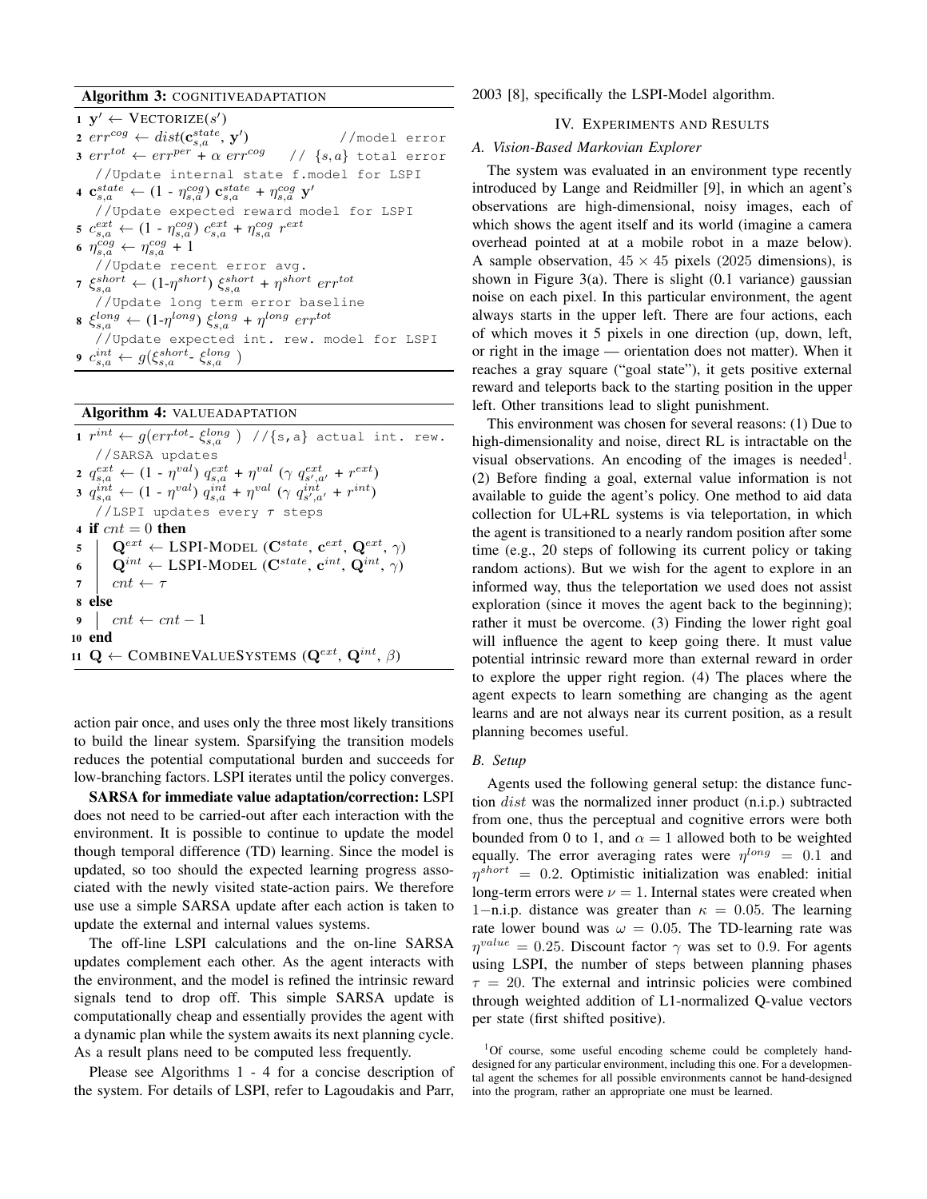**Algorithm 3:** COGNITIVEADAPTATION

```
1  y' ← VECTORIZE(s')
2  err^cog ← dist(c^state_{s,a}, y')                    //model error
3  err^tot ← err^per + α err^cog      // {s,a} total error
   //Update internal state f.model for LSPI
4  c^state_{s,a} ← (1 - η^cog_{s,a}) c^state_{s,a} + η^cog_{s,a} y'
   //Update expected reward model for LSPI
5  c^ext_{s,a} ← (1 - η^cog_{s,a}) c^ext_{s,a} + η^cog_{s,a} r^ext
6  η^cog_{s,a} ← η^cog_{s,a} + 1
   //Update recent error avg.
7  ξ^short_{s,a} ← (1-η^short) ξ^short_{s,a} + η^short err^tot
   //Update long term error baseline
8  ξ^long_{s,a} ← (1-η^long) ξ^long_{s,a} + η^long err^tot
   //Update expected int. rew. model for LSPI
9  c^int_{s,a} ← g(ξ^short_{s,a} - ξ^long_{s,a})
```

**Algorithm 4:** VALUEADAPTATION

```
1  r^int ← g(err^tot - ξ^long_{s,a})  //{s,a} actual int. rew.
   //SARSA updates
2  q^ext_{s,a} ← (1 - η^val) q^ext_{s,a} + η^val (γ q^ext_{s',a'} + r^ext)
3  q^int_{s,a} ← (1 - η^val) q^int_{s,a} + η^val (γ q^int_{s',a'} + r^int)
   //LSPI updates every τ steps
4  if cnt = 0 then
5  |  Q^ext ← LSPI-MODEL (C^state, c^ext, Q^ext, γ)
6  |  Q^int ← LSPI-MODEL (C^state, c^int, Q^int, γ)
7  |  cnt ← τ
8  else
9  |  cnt ← cnt − 1
10 end
11 Q ← COMBINEVALUESYSTEMS (Q^ext, Q^int, β)
```

action pair once, and uses only the three most likely transitions to build the linear system. Sparsifying the transition models reduces the potential computational burden and succeeds for low-branching factors. LSPI iterates until the policy converges.

**SARSA for immediate value adaptation/correction:** LSPI does not need to be carried-out after each interaction with the environment. It is possible to continue to update the model though temporal difference (TD) learning. Since the model is updated, so too should the expected learning progress associated with the newly visited state-action pairs. We therefore use use a simple SARSA update after each action is taken to update the external and internal values systems.

The off-line LSPI calculations and the on-line SARSA updates complement each other. As the agent interacts with the environment, and the model is refined the intrinsic reward signals tend to drop off. This simple SARSA update is computationally cheap and essentially provides the agent with a dynamic plan while the system awaits its next planning cycle. As a result plans need to be computed less frequently.

Please see Algorithms 1 - 4 for a concise description of the system. For details of LSPI, refer to Lagoudakis and Parr, 2003 [8], specifically the LSPI-Model algorithm.

## IV. Experiments and Results

### A. Vision-Based Markovian Explorer

The system was evaluated in an environment type recently introduced by Lange and Reidmiller [9], in which an agent's observations are high-dimensional, noisy images, each of which shows the agent itself and its world (imagine a camera overhead pointed at at a mobile robot in a maze below). A sample observation, $45 \times 45$ pixels (2025 dimensions), is shown in Figure 3(a). There is slight (0.1 variance) gaussian noise on each pixel. In this particular environment, the agent always starts in the upper left. There are four actions, each of which moves it 5 pixels in one direction (up, down, left, or right in the image — orientation does not matter). When it reaches a gray square ("goal state"), it gets positive external reward and teleports back to the starting position in the upper left. Other transitions lead to slight punishment.

This environment was chosen for several reasons: (1) Due to high-dimensionality and noise, direct RL is intractable on the visual observations. An encoding of the images is needed[1]. (2) Before finding a goal, external value information is not available to guide the agent's policy. One method to aid data collection for UL+RL systems is via teleportation, in which the agent is transitioned to a nearly random position after some time (e.g., 20 steps of following its current policy or taking random actions). But we wish for the agent to explore in an informed way, thus the teleportation we used does not assist exploration (since it moves the agent back to the beginning); rather it must be overcome. (3) Finding the lower right goal will influence the agent to keep going there. It must value potential intrinsic reward more than external reward in order to explore the upper right region. (4) The places where the agent expects to learn something are changing as the agent learns and are not always near its current position, as a result planning becomes useful.

### B. Setup

Agents used the following general setup: the distance function $dist$ was the normalized inner product (n.i.p.) subtracted from one, thus the perceptual and cognitive errors were both bounded from 0 to 1, and $\alpha = 1$ allowed both to be weighted equally. The error averaging rates were $\eta^{long} = 0.1$ and $\eta^{short} = 0.2$. Optimistic initialization was enabled: initial long-term errors were $\nu = 1$. Internal states were created when $1-$n.i.p. distance was greater than $\kappa = 0.05$. The learning rate lower bound was $\omega = 0.05$. The TD-learning rate was $\eta^{value} = 0.25$. Discount factor $\gamma$ was set to 0.9. For agents using LSPI, the number of steps between planning phases $\tau = 20$. The external and intrinsic policies were combined through weighted addition of L1-normalized Q-value vectors per state (first shifted positive).

[1] Of course, some useful encoding scheme could be completely hand-designed for any particular environment, including this one. For a developmental agent the schemes for all possible environments cannot be hand-designed into the program, rather an appropriate one must be learned.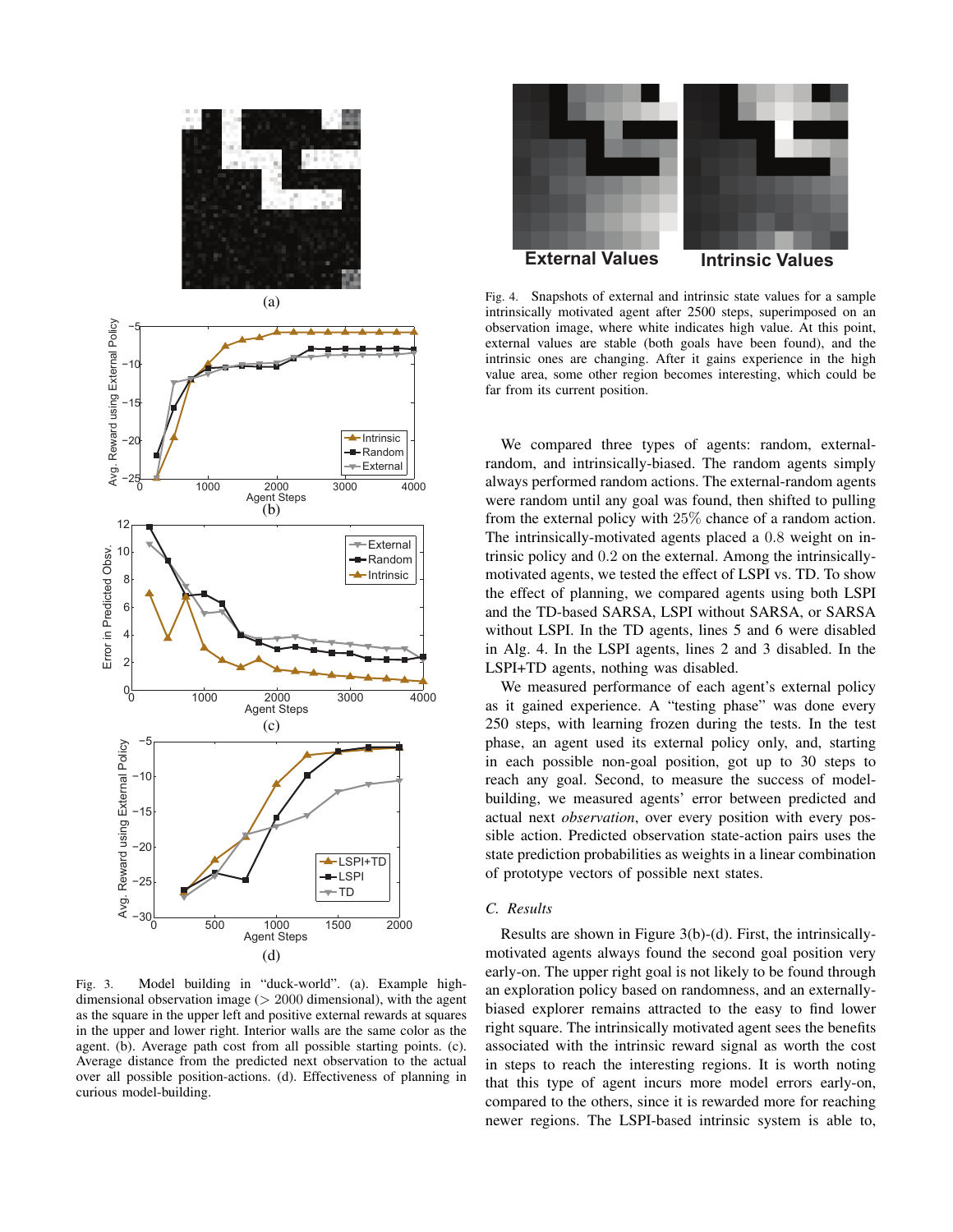Fig. 3. Model building in "duck-world". (a). Example high-dimensional observation image ($> 2000$ dimensional), with the agent as the square in the upper left and positive external rewards at squares in the upper and lower right. Interior walls are the same color as the agent. (b). Average path cost from all possible starting points. (c). Average distance from the predicted next observation to the actual over all possible position-actions. (d). Effectiveness of planning in curious model-building.

Fig. 4. Snapshots of external and intrinsic state values for a sample intrinsically motivated agent after 2500 steps, superimposed on an observation image, where white indicates high value. At this point, external values are stable (both goals have been found), and the intrinsic ones are changing. After it gains experience in the high value area, some other region becomes interesting, which could be far from its current position.

We compared three types of agents: random, external-random, and intrinsically-biased. The random agents simply always performed random actions. The external-random agents were random until any goal was found, then shifted to pulling from the external policy with $25\%$ chance of a random action. The intrinsically-motivated agents placed a $0.8$ weight on intrinsic policy and $0.2$ on the external. Among the intrinsically-motivated agents, we tested the effect of LSPI vs. TD. To show the effect of planning, we compared agents using both LSPI and the TD-based SARSA, LSPI without SARSA, or SARSA without LSPI. In the TD agents, lines 5 and 6 were disabled in Alg. 4. In the LSPI agents, lines 2 and 3 disabled. In the LSPI+TD agents, nothing was disabled.

We measured performance of each agent's external policy as it gained experience. A "testing phase" was done every 250 steps, with learning frozen during the tests. In the test phase, an agent used its external policy only, and, starting in each possible non-goal position, got up to 30 steps to reach any goal. Second, to measure the success of model-building, we measured agents' error between predicted and actual next *observation*, over every position with every possible action. Predicted observation state-action pairs uses the state prediction probabilities as weights in a linear combination of prototype vectors of possible next states.

### C. Results

Results are shown in Figure 3(b)-(d). First, the intrinsically-motivated agents always found the second goal position very early-on. The upper right goal is not likely to be found through an exploration policy based on randomness, and an externally-biased explorer remains attracted to the easy to find lower right square. The intrinsically motivated agent sees the benefits associated with the intrinsic reward signal as worth the cost in steps to reach the interesting regions. It is worth noting that this type of agent incurs more model errors early-on, compared to the others, since it is rewarded more for reaching newer regions. The LSPI-based intrinsic system is able to,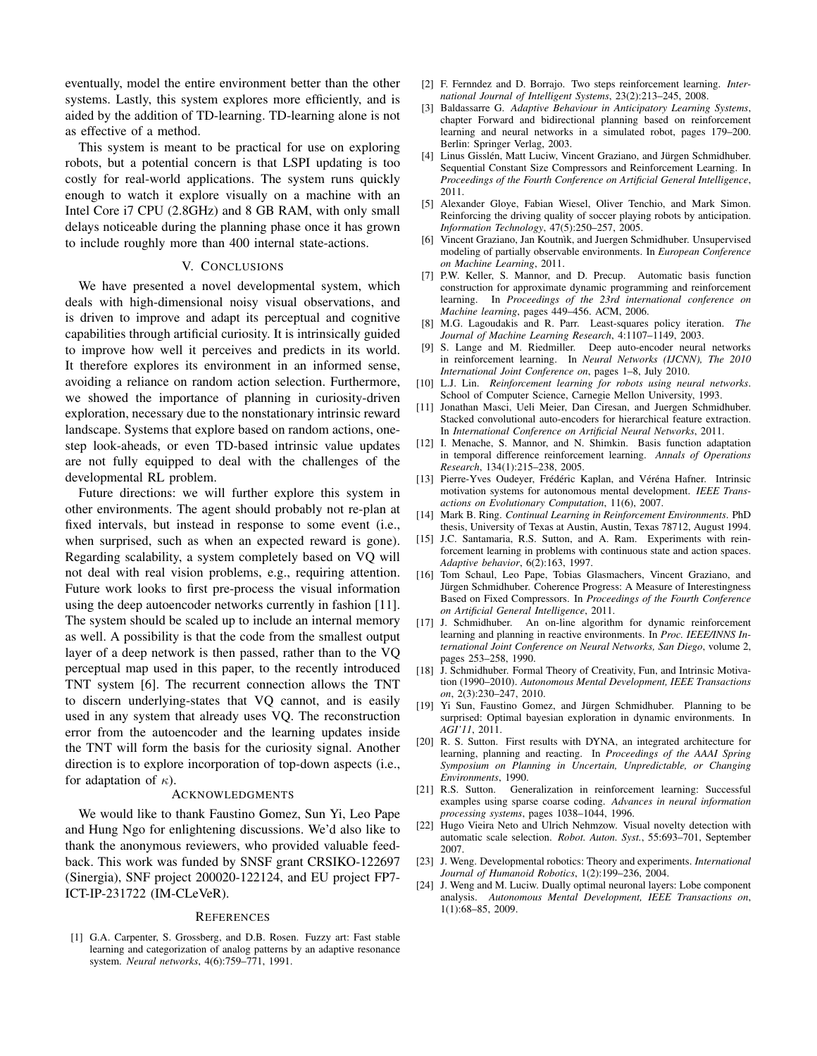eventually, model the entire environment better than the other systems. Lastly, this system explores more efficiently, and is aided by the addition of TD-learning. TD-learning alone is not as effective of a method.

This system is meant to be practical for use on exploring robots, but a potential concern is that LSPI updating is too costly for real-world applications. The system runs quickly enough to watch it explore visually on a machine with an Intel Core i7 CPU (2.8GHz) and 8 GB RAM, with only small delays noticeable during the planning phase once it has grown to include roughly more than 400 internal state-actions.

## V. Conclusions

We have presented a novel developmental system, which deals with high-dimensional noisy visual observations, and is driven to improve and adapt its perceptual and cognitive capabilities through artificial curiosity. It is intrinsically guided to improve how well it perceives and predicts in its world. It therefore explores its environment in an informed sense, avoiding a reliance on random action selection. Furthermore, we showed the importance of planning in curiosity-driven exploration, necessary due to the nonstationary intrinsic reward landscape. Systems that explore based on random actions, one-step look-aheads, or even TD-based intrinsic value updates are not fully equipped to deal with the challenges of the developmental RL problem.

Future directions: we will further explore this system in other environments. The agent should probably not re-plan at fixed intervals, but instead in response to some event (i.e., when surprised, such as when an expected reward is gone). Regarding scalability, a system completely based on VQ will not deal with real vision problems, e.g., requiring attention. Future work looks to first pre-process the visual information using the deep autoencoder networks currently in fashion [11]. The system should be scaled up to include an internal memory as well. A possibility is that the code from the smallest output layer of a deep network is then passed, rather than to the VQ perceptual map used in this paper, to the recently introduced TNT system [6]. The recurrent connection allows the TNT to discern underlying-states that VQ cannot, and is easily used in any system that already uses VQ. The reconstruction error from the autoencoder and the learning updates inside the TNT will form the basis for the curiosity signal. Another direction is to explore incorporation of top-down aspects (i.e., for adaptation of $\kappa$).

## Acknowledgments

We would like to thank Faustino Gomez, Sun Yi, Leo Pape and Hung Ngo for enlightening discussions. We'd also like to thank the anonymous reviewers, who provided valuable feedback. This work was funded by SNSF grant CRSIKO-122697 (Sinergia), SNF project 200020-122124, and EU project FP7-ICT-IP-231722 (IM-CLeVeR).

## References

[1] G.A. Carpenter, S. Grossberg, and D.B. Rosen. Fuzzy art: Fast stable learning and categorization of analog patterns by an adaptive resonance system. *Neural networks*, 4(6):759–771, 1991.

[2] F. Fernndez and D. Borrajo. Two steps reinforcement learning. *International Journal of Intelligent Systems*, 23(2):213–245, 2008.

[3] Baldassarre G. *Adaptive Behaviour in Anticipatory Learning Systems*, chapter Forward and bidirectional planning based on reinforcement learning and neural networks in a simulated robot, pages 179–200. Berlin: Springer Verlag, 2003.

[4] Linus Gisslén, Matt Luciw, Vincent Graziano, and Jürgen Schmidhuber. Sequential Constant Size Compressors and Reinforcement Learning. In *Proceedings of the Fourth Conference on Artificial General Intelligence*, 2011.

[5] Alexander Gloye, Fabian Wiesel, Oliver Tenchio, and Mark Simon. Reinforcing the driving quality of soccer playing robots by anticipation. *Information Technology*, 47(5):250–257, 2005.

[6] Vincent Graziano, Jan Koutnìk, and Juergen Schmidhuber. Unsupervised modeling of partially observable environments. In *European Conference on Machine Learning*, 2011.

[7] P.W. Keller, S. Mannor, and D. Precup. Automatic basis function construction for approximate dynamic programming and reinforcement learning. In *Proceedings of the 23rd international conference on Machine learning*, pages 449–456. ACM, 2006.

[8] M.G. Lagoudakis and R. Parr. Least-squares policy iteration. *The Journal of Machine Learning Research*, 4:1107–1149, 2003.

[9] S. Lange and M. Riedmiller. Deep auto-encoder neural networks in reinforcement learning. In *Neural Networks (IJCNN), The 2010 International Joint Conference on*, pages 1–8, July 2010.

[10] L.J. Lin. *Reinforcement learning for robots using neural networks*. School of Computer Science, Carnegie Mellon University, 1993.

[11] Jonathan Masci, Ueli Meier, Dan Ciresan, and Juergen Schmidhuber. Stacked convolutional auto-encoders for hierarchical feature extraction. In *International Conference on Artificial Neural Networks*, 2011.

[12] I. Menache, S. Mannor, and N. Shimkin. Basis function adaptation in temporal difference reinforcement learning. *Annals of Operations Research*, 134(1):215–238, 2005.

[13] Pierre-Yves Oudeyer, Frédéric Kaplan, and Véréna Hafner. Intrinsic motivation systems for autonomous mental development. *IEEE Transactions on Evolutionary Computation*, 11(6), 2007.

[14] Mark B. Ring. *Continual Learning in Reinforcement Environments*. PhD thesis, University of Texas at Austin, Austin, Texas 78712, August 1994.

[15] J.C. Santamaria, R.S. Sutton, and A. Ram. Experiments with reinforcement learning in problems with continuous state and action spaces. *Adaptive behavior*, 6(2):163, 1997.

[16] Tom Schaul, Leo Pape, Tobias Glasmachers, Vincent Graziano, and Jürgen Schmidhuber. Coherence Progress: A Measure of Interestingness Based on Fixed Compressors. In *Proceedings of the Fourth Conference on Artificial General Intelligence*, 2011.

[17] J. Schmidhuber. An on-line algorithm for dynamic reinforcement learning and planning in reactive environments. In *Proc. IEEE/INNS International Joint Conference on Neural Networks, San Diego*, volume 2, pages 253–258, 1990.

[18] J. Schmidhuber. Formal Theory of Creativity, Fun, and Intrinsic Motivation (1990–2010). *Autonomous Mental Development, IEEE Transactions on*, 2(3):230–247, 2010.

[19] Yi Sun, Faustino Gomez, and Jürgen Schmidhuber. Planning to be surprised: Optimal bayesian exploration in dynamic environments. In *AGI'11*, 2011.

[20] R. S. Sutton. First results with DYNA, an integrated architecture for learning, planning and reacting. In *Proceedings of the AAAI Spring Symposium on Planning in Uncertain, Unpredictable, or Changing Environments*, 1990.

[21] R.S. Sutton. Generalization in reinforcement learning: Successful examples using sparse coarse coding. *Advances in neural information processing systems*, pages 1038–1044, 1996.

[22] Hugo Vieira Neto and Ulrich Nehmzow. Visual novelty detection with automatic scale selection. *Robot. Auton. Syst.*, 55:693–701, September 2007.

[23] J. Weng. Developmental robotics: Theory and experiments. *International Journal of Humanoid Robotics*, 1(2):199–236, 2004.

[24] J. Weng and M. Luciw. Dually optimal neuronal layers: Lobe component analysis. *Autonomous Mental Development, IEEE Transactions on*, 1(1):68–85, 2009.